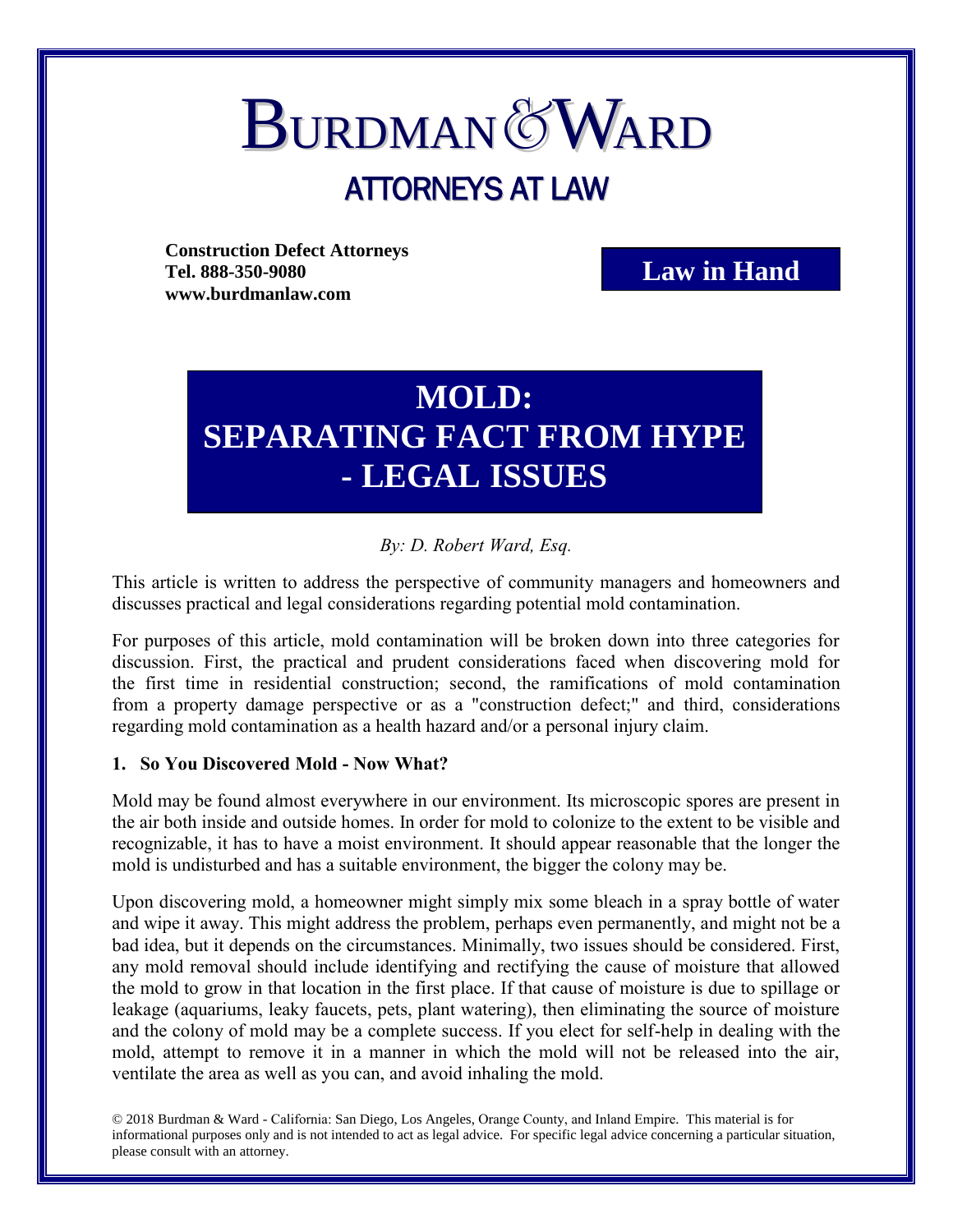# BURDMAN & WARD

## ATTORNEYS AT LAW

**Construction Defect Attorneys**
**Tel. 888-350-9080**
**www.burdmanlaw.com**

**Law in Hand**

# MOLD: SEPARATING FACT FROM HYPE - LEGAL ISSUES

*By: D. Robert Ward, Esq.*

This article is written to address the perspective of community managers and homeowners and discusses practical and legal considerations regarding potential mold contamination.

For purposes of this article, mold contamination will be broken down into three categories for discussion. First, the practical and prudent considerations faced when discovering mold for the first time in residential construction; second, the ramifications of mold contamination from a property damage perspective or as a "construction defect;" and third, considerations regarding mold contamination as a health hazard and/or a personal injury claim.

### 1. So You Discovered Mold - Now What?

Mold may be found almost everywhere in our environment. Its microscopic spores are present in the air both inside and outside homes. In order for mold to colonize to the extent to be visible and recognizable, it has to have a moist environment. It should appear reasonable that the longer the mold is undisturbed and has a suitable environment, the bigger the colony may be.

Upon discovering mold, a homeowner might simply mix some bleach in a spray bottle of water and wipe it away. This might address the problem, perhaps even permanently, and might not be a bad idea, but it depends on the circumstances. Minimally, two issues should be considered. First, any mold removal should include identifying and rectifying the cause of moisture that allowed the mold to grow in that location in the first place. If that cause of moisture is due to spillage or leakage (aquariums, leaky faucets, pets, plant watering), then eliminating the source of moisture and the colony of mold may be a complete success. If you elect for self-help in dealing with the mold, attempt to remove it in a manner in which the mold will not be released into the air, ventilate the area as well as you can, and avoid inhaling the mold.

© 2018 Burdman & Ward - California: San Diego, Los Angeles, Orange County, and Inland Empire. This material is for informational purposes only and is not intended to act as legal advice. For specific legal advice concerning a particular situation, please consult with an attorney.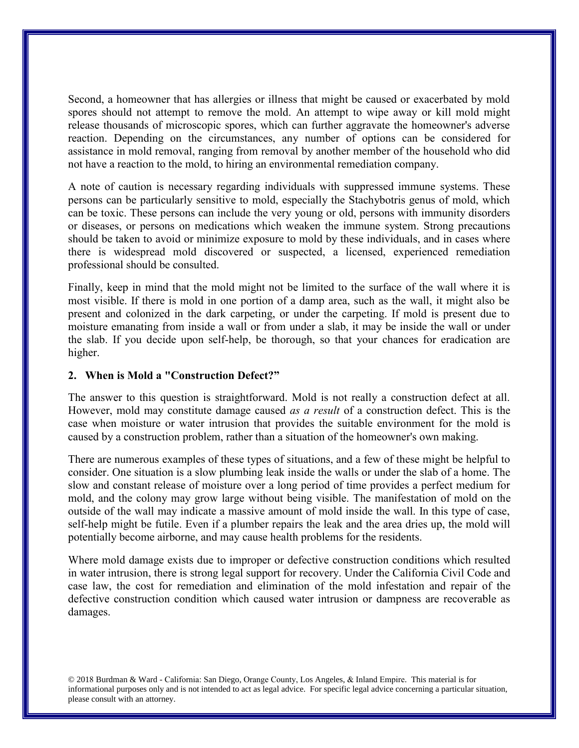Second, a homeowner that has allergies or illness that might be caused or exacerbated by mold spores should not attempt to remove the mold. An attempt to wipe away or kill mold might release thousands of microscopic spores, which can further aggravate the homeowner's adverse reaction. Depending on the circumstances, any number of options can be considered for assistance in mold removal, ranging from removal by another member of the household who did not have a reaction to the mold, to hiring an environmental remediation company.

A note of caution is necessary regarding individuals with suppressed immune systems. These persons can be particularly sensitive to mold, especially the Stachybotris genus of mold, which can be toxic. These persons can include the very young or old, persons with immunity disorders or diseases, or persons on medications which weaken the immune system. Strong precautions should be taken to avoid or minimize exposure to mold by these individuals, and in cases where there is widespread mold discovered or suspected, a licensed, experienced remediation professional should be consulted.

Finally, keep in mind that the mold might not be limited to the surface of the wall where it is most visible. If there is mold in one portion of a damp area, such as the wall, it might also be present and colonized in the dark carpeting, or under the carpeting. If mold is present due to moisture emanating from inside a wall or from under a slab, it may be inside the wall or under the slab. If you decide upon self-help, be thorough, so that your chances for eradication are higher.

## 2. When is Mold a "Construction Defect?"

The answer to this question is straightforward. Mold is not really a construction defect at all. However, mold may constitute damage caused *as a result* of a construction defect. This is the case when moisture or water intrusion that provides the suitable environment for the mold is caused by a construction problem, rather than a situation of the homeowner's own making.

There are numerous examples of these types of situations, and a few of these might be helpful to consider. One situation is a slow plumbing leak inside the walls or under the slab of a home. The slow and constant release of moisture over a long period of time provides a perfect medium for mold, and the colony may grow large without being visible. The manifestation of mold on the outside of the wall may indicate a massive amount of mold inside the wall. In this type of case, self-help might be futile. Even if a plumber repairs the leak and the area dries up, the mold will potentially become airborne, and may cause health problems for the residents.

Where mold damage exists due to improper or defective construction conditions which resulted in water intrusion, there is strong legal support for recovery. Under the California Civil Code and case law, the cost for remediation and elimination of the mold infestation and repair of the defective construction condition which caused water intrusion or dampness are recoverable as damages.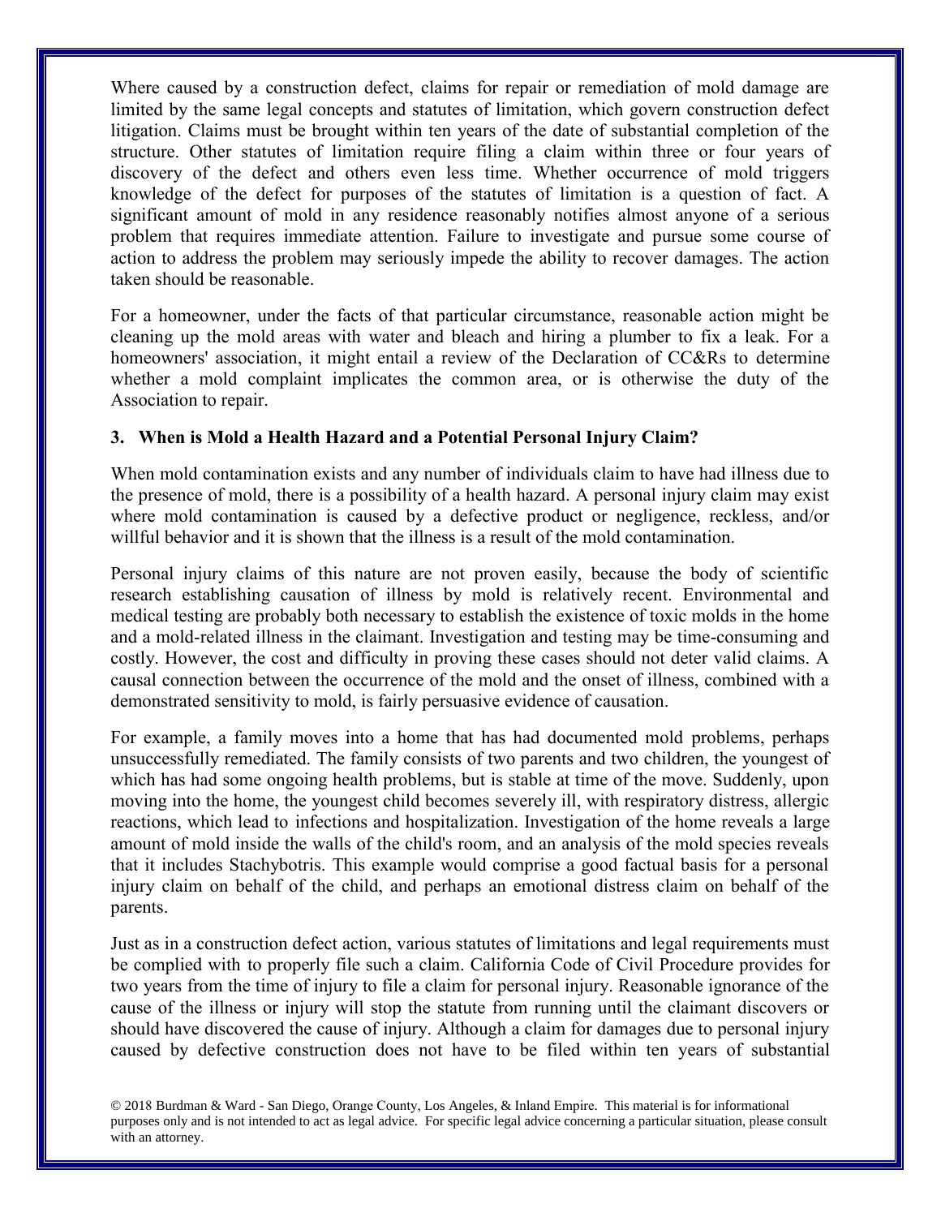Where caused by a construction defect, claims for repair or remediation of mold damage are limited by the same legal concepts and statutes of limitation, which govern construction defect litigation. Claims must be brought within ten years of the date of substantial completion of the structure. Other statutes of limitation require filing a claim within three or four years of discovery of the defect and others even less time. Whether occurrence of mold triggers knowledge of the defect for purposes of the statutes of limitation is a question of fact. A significant amount of mold in any residence reasonably notifies almost anyone of a serious problem that requires immediate attention. Failure to investigate and pursue some course of action to address the problem may seriously impede the ability to recover damages. The action taken should be reasonable.

For a homeowner, under the facts of that particular circumstance, reasonable action might be cleaning up the mold areas with water and bleach and hiring a plumber to fix a leak. For a homeowners' association, it might entail a review of the Declaration of CC&Rs to determine whether a mold complaint implicates the common area, or is otherwise the duty of the Association to repair.

### 3. When is Mold a Health Hazard and a Potential Personal Injury Claim?

When mold contamination exists and any number of individuals claim to have had illness due to the presence of mold, there is a possibility of a health hazard. A personal injury claim may exist where mold contamination is caused by a defective product or negligence, reckless, and/or willful behavior and it is shown that the illness is a result of the mold contamination.

Personal injury claims of this nature are not proven easily, because the body of scientific research establishing causation of illness by mold is relatively recent. Environmental and medical testing are probably both necessary to establish the existence of toxic molds in the home and a mold-related illness in the claimant. Investigation and testing may be time-consuming and costly. However, the cost and difficulty in proving these cases should not deter valid claims. A causal connection between the occurrence of the mold and the onset of illness, combined with a demonstrated sensitivity to mold, is fairly persuasive evidence of causation.

For example, a family moves into a home that has had documented mold problems, perhaps unsuccessfully remediated. The family consists of two parents and two children, the youngest of which has had some ongoing health problems, but is stable at time of the move. Suddenly, upon moving into the home, the youngest child becomes severely ill, with respiratory distress, allergic reactions, which lead to infections and hospitalization. Investigation of the home reveals a large amount of mold inside the walls of the child's room, and an analysis of the mold species reveals that it includes Stachybotris. This example would comprise a good factual basis for a personal injury claim on behalf of the child, and perhaps an emotional distress claim on behalf of the parents.

Just as in a construction defect action, various statutes of limitations and legal requirements must be complied with to properly file such a claim. California Code of Civil Procedure provides for two years from the time of injury to file a claim for personal injury. Reasonable ignorance of the cause of the illness or injury will stop the statute from running until the claimant discovers or should have discovered the cause of injury. Although a claim for damages due to personal injury caused by defective construction does not have to be filed within ten years of substantial

© 2018 Burdman & Ward - San Diego, Orange County, Los Angeles, & Inland Empire. This material is for informational purposes only and is not intended to act as legal advice. For specific legal advice concerning a particular situation, please consult with an attorney.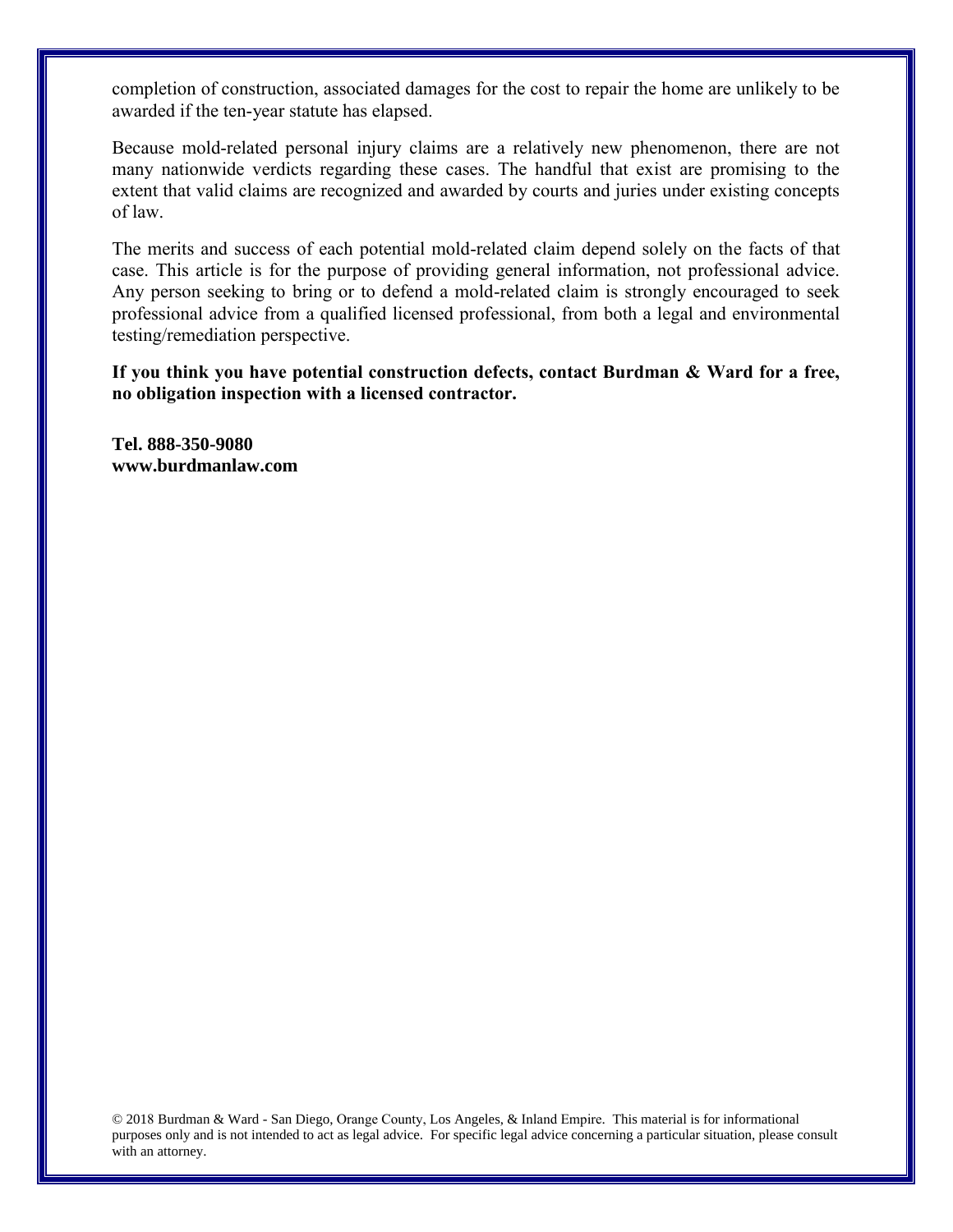completion of construction, associated damages for the cost to repair the home are unlikely to be awarded if the ten-year statute has elapsed.

Because mold-related personal injury claims are a relatively new phenomenon, there are not many nationwide verdicts regarding these cases. The handful that exist are promising to the extent that valid claims are recognized and awarded by courts and juries under existing concepts of law.

The merits and success of each potential mold-related claim depend solely on the facts of that case. This article is for the purpose of providing general information, not professional advice. Any person seeking to bring or to defend a mold-related claim is strongly encouraged to seek professional advice from a qualified licensed professional, from both a legal and environmental testing/remediation perspective.

**If you think you have potential construction defects, contact Burdman & Ward for a free, no obligation inspection with a licensed contractor.**

**Tel. 888-350-9080**
**www.burdmanlaw.com**

© 2018 Burdman & Ward - San Diego, Orange County, Los Angeles, & Inland Empire. This material is for informational purposes only and is not intended to act as legal advice. For specific legal advice concerning a particular situation, please consult with an attorney.